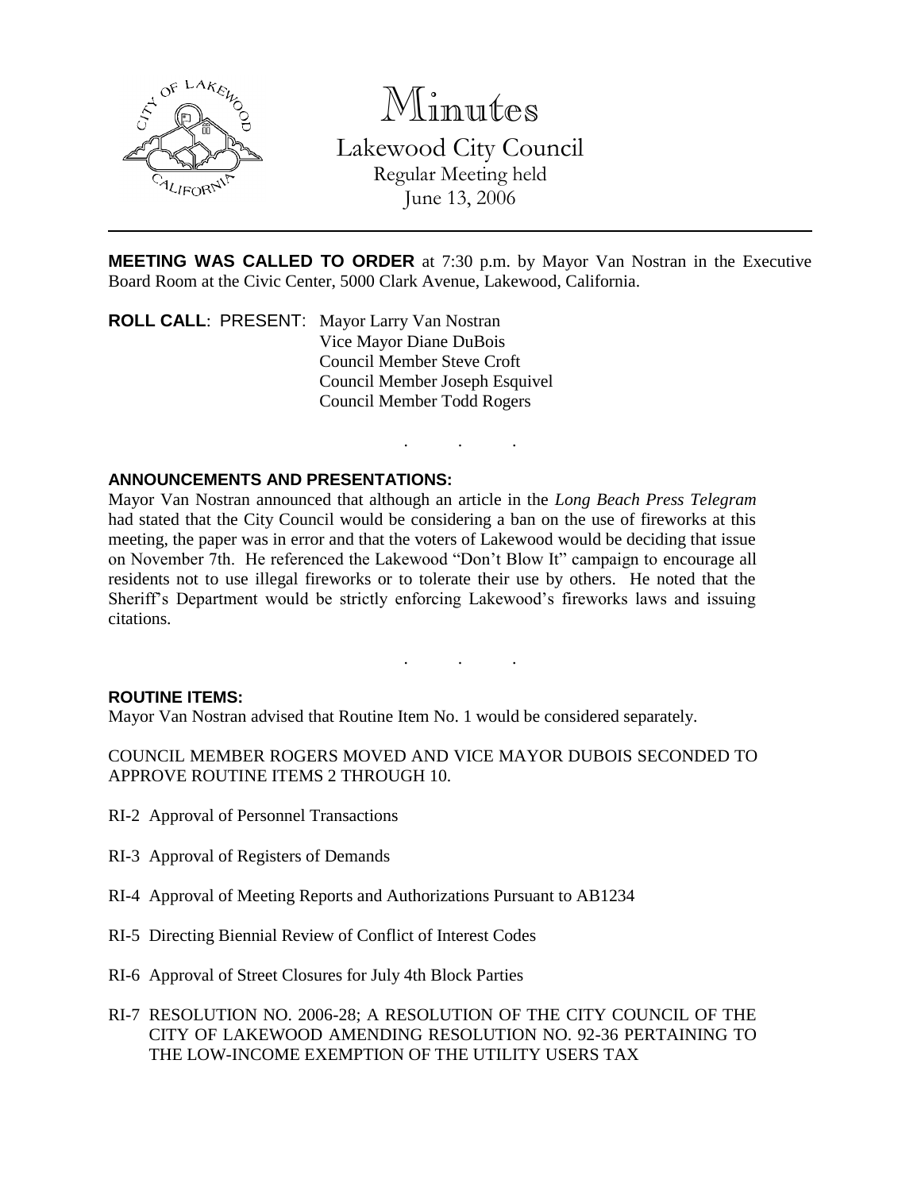# Minutes

Lakewood City Council
Regular Meeting held
June 13, 2006

---

**MEETING WAS CALLED TO ORDER** at 7:30 p.m. by Mayor Van Nostran in the Executive Board Room at the Civic Center, 5000 Clark Avenue, Lakewood, California.

**ROLL CALL**: PRESENT: Mayor Larry Van Nostran
Vice Mayor Diane DuBois
Council Member Steve Croft
Council Member Joseph Esquivel
Council Member Todd Rogers

. . .

**ANNOUNCEMENTS AND PRESENTATIONS:**

Mayor Van Nostran announced that although an article in the *Long Beach Press Telegram* had stated that the City Council would be considering a ban on the use of fireworks at this meeting, the paper was in error and that the voters of Lakewood would be deciding that issue on November 7th. He referenced the Lakewood "Don't Blow It" campaign to encourage all residents not to use illegal fireworks or to tolerate their use by others. He noted that the Sheriff's Department would be strictly enforcing Lakewood's fireworks laws and issuing citations.

. . .

**ROUTINE ITEMS:**

Mayor Van Nostran advised that Routine Item No. 1 would be considered separately.

COUNCIL MEMBER ROGERS MOVED AND VICE MAYOR DUBOIS SECONDED TO APPROVE ROUTINE ITEMS 2 THROUGH 10.

RI-2 Approval of Personnel Transactions

RI-3 Approval of Registers of Demands

RI-4 Approval of Meeting Reports and Authorizations Pursuant to AB1234

RI-5 Directing Biennial Review of Conflict of Interest Codes

RI-6 Approval of Street Closures for July 4th Block Parties

RI-7 RESOLUTION NO. 2006-28; A RESOLUTION OF THE CITY COUNCIL OF THE CITY OF LAKEWOOD AMENDING RESOLUTION NO. 92-36 PERTAINING TO THE LOW-INCOME EXEMPTION OF THE UTILITY USERS TAX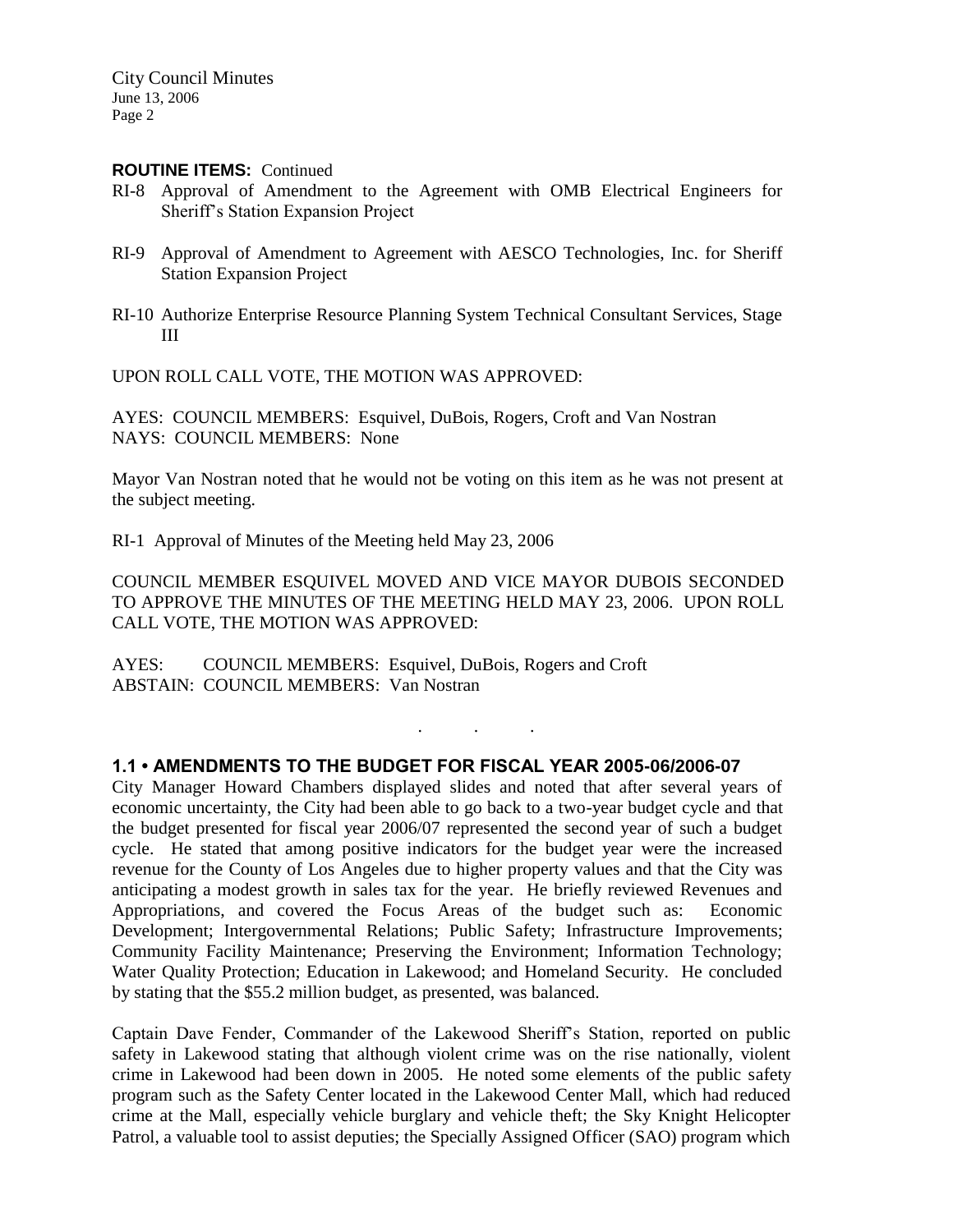**ROUTINE ITEMS:** Continued

RI-8 Approval of Amendment to the Agreement with OMB Electrical Engineers for Sheriff's Station Expansion Project

RI-9 Approval of Amendment to Agreement with AESCO Technologies, Inc. for Sheriff Station Expansion Project

RI-10 Authorize Enterprise Resource Planning System Technical Consultant Services, Stage III

UPON ROLL CALL VOTE, THE MOTION WAS APPROVED:

AYES: COUNCIL MEMBERS: Esquivel, DuBois, Rogers, Croft and Van Nostran
NAYS: COUNCIL MEMBERS: None

Mayor Van Nostran noted that he would not be voting on this item as he was not present at the subject meeting.

RI-1 Approval of Minutes of the Meeting held May 23, 2006

COUNCIL MEMBER ESQUIVEL MOVED AND VICE MAYOR DUBOIS SECONDED TO APPROVE THE MINUTES OF THE MEETING HELD MAY 23, 2006. UPON ROLL CALL VOTE, THE MOTION WAS APPROVED:

AYES: COUNCIL MEMBERS: Esquivel, DuBois, Rogers and Croft
ABSTAIN: COUNCIL MEMBERS: Van Nostran

. . .

**1.1 • AMENDMENTS TO THE BUDGET FOR FISCAL YEAR 2005-06/2006-07**

City Manager Howard Chambers displayed slides and noted that after several years of economic uncertainty, the City had been able to go back to a two-year budget cycle and that the budget presented for fiscal year 2006/07 represented the second year of such a budget cycle. He stated that among positive indicators for the budget year were the increased revenue for the County of Los Angeles due to higher property values and that the City was anticipating a modest growth in sales tax for the year. He briefly reviewed Revenues and Appropriations, and covered the Focus Areas of the budget such as: Economic Development; Intergovernmental Relations; Public Safety; Infrastructure Improvements; Community Facility Maintenance; Preserving the Environment; Information Technology; Water Quality Protection; Education in Lakewood; and Homeland Security. He concluded by stating that the $55.2 million budget, as presented, was balanced.

Captain Dave Fender, Commander of the Lakewood Sheriff's Station, reported on public safety in Lakewood stating that although violent crime was on the rise nationally, violent crime in Lakewood had been down in 2005. He noted some elements of the public safety program such as the Safety Center located in the Lakewood Center Mall, which had reduced crime at the Mall, especially vehicle burglary and vehicle theft; the Sky Knight Helicopter Patrol, a valuable tool to assist deputies; the Specially Assigned Officer (SAO) program which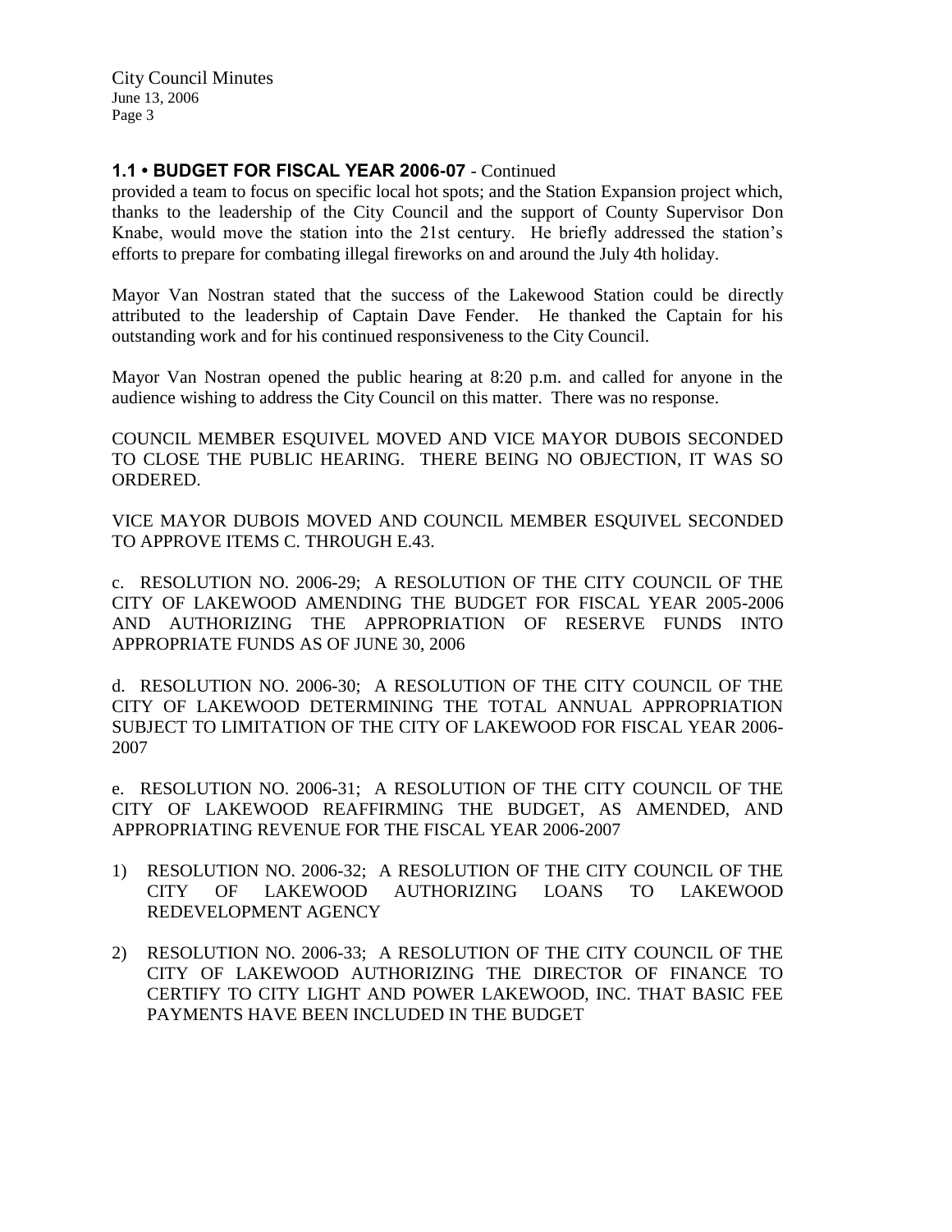**1.1 • BUDGET FOR FISCAL YEAR 2006-07** - Continued

provided a team to focus on specific local hot spots; and the Station Expansion project which, thanks to the leadership of the City Council and the support of County Supervisor Don Knabe, would move the station into the 21st century. He briefly addressed the station's efforts to prepare for combating illegal fireworks on and around the July 4th holiday.

Mayor Van Nostran stated that the success of the Lakewood Station could be directly attributed to the leadership of Captain Dave Fender. He thanked the Captain for his outstanding work and for his continued responsiveness to the City Council.

Mayor Van Nostran opened the public hearing at 8:20 p.m. and called for anyone in the audience wishing to address the City Council on this matter. There was no response.

COUNCIL MEMBER ESQUIVEL MOVED AND VICE MAYOR DUBOIS SECONDED TO CLOSE THE PUBLIC HEARING. THERE BEING NO OBJECTION, IT WAS SO ORDERED.

VICE MAYOR DUBOIS MOVED AND COUNCIL MEMBER ESQUIVEL SECONDED TO APPROVE ITEMS C. THROUGH E.43.

c. RESOLUTION NO. 2006-29; A RESOLUTION OF THE CITY COUNCIL OF THE CITY OF LAKEWOOD AMENDING THE BUDGET FOR FISCAL YEAR 2005-2006 AND AUTHORIZING THE APPROPRIATION OF RESERVE FUNDS INTO APPROPRIATE FUNDS AS OF JUNE 30, 2006

d. RESOLUTION NO. 2006-30; A RESOLUTION OF THE CITY COUNCIL OF THE CITY OF LAKEWOOD DETERMINING THE TOTAL ANNUAL APPROPRIATION SUBJECT TO LIMITATION OF THE CITY OF LAKEWOOD FOR FISCAL YEAR 2006-2007

e. RESOLUTION NO. 2006-31; A RESOLUTION OF THE CITY COUNCIL OF THE CITY OF LAKEWOOD REAFFIRMING THE BUDGET, AS AMENDED, AND APPROPRIATING REVENUE FOR THE FISCAL YEAR 2006-2007

1) RESOLUTION NO. 2006-32; A RESOLUTION OF THE CITY COUNCIL OF THE CITY OF LAKEWOOD AUTHORIZING LOANS TO LAKEWOOD REDEVELOPMENT AGENCY

2) RESOLUTION NO. 2006-33; A RESOLUTION OF THE CITY COUNCIL OF THE CITY OF LAKEWOOD AUTHORIZING THE DIRECTOR OF FINANCE TO CERTIFY TO CITY LIGHT AND POWER LAKEWOOD, INC. THAT BASIC FEE PAYMENTS HAVE BEEN INCLUDED IN THE BUDGET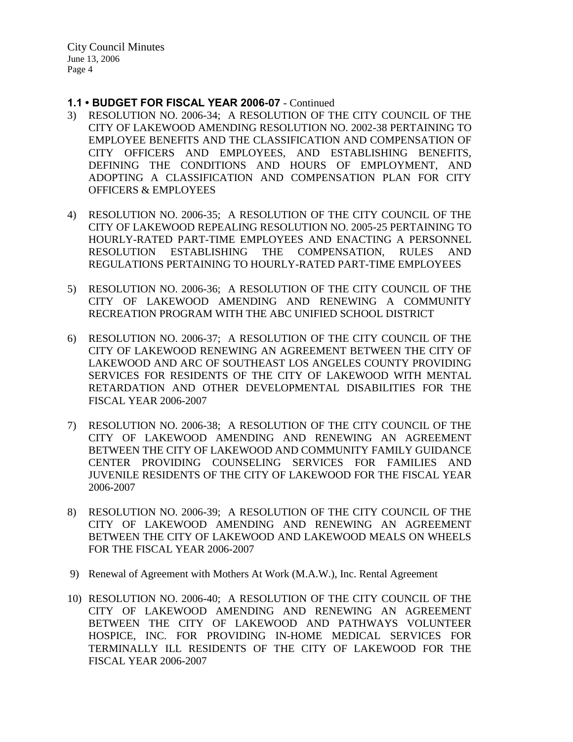**1.1 • BUDGET FOR FISCAL YEAR 2006-07** - Continued

3) RESOLUTION NO. 2006-34; A RESOLUTION OF THE CITY COUNCIL OF THE CITY OF LAKEWOOD AMENDING RESOLUTION NO. 2002-38 PERTAINING TO EMPLOYEE BENEFITS AND THE CLASSIFICATION AND COMPENSATION OF CITY OFFICERS AND EMPLOYEES, AND ESTABLISHING BENEFITS, DEFINING THE CONDITIONS AND HOURS OF EMPLOYMENT, AND ADOPTING A CLASSIFICATION AND COMPENSATION PLAN FOR CITY OFFICERS & EMPLOYEES

4) RESOLUTION NO. 2006-35; A RESOLUTION OF THE CITY COUNCIL OF THE CITY OF LAKEWOOD REPEALING RESOLUTION NO. 2005-25 PERTAINING TO HOURLY-RATED PART-TIME EMPLOYEES AND ENACTING A PERSONNEL RESOLUTION ESTABLISHING THE COMPENSATION, RULES AND REGULATIONS PERTAINING TO HOURLY-RATED PART-TIME EMPLOYEES

5) RESOLUTION NO. 2006-36; A RESOLUTION OF THE CITY COUNCIL OF THE CITY OF LAKEWOOD AMENDING AND RENEWING A COMMUNITY RECREATION PROGRAM WITH THE ABC UNIFIED SCHOOL DISTRICT

6) RESOLUTION NO. 2006-37; A RESOLUTION OF THE CITY COUNCIL OF THE CITY OF LAKEWOOD RENEWING AN AGREEMENT BETWEEN THE CITY OF LAKEWOOD AND ARC OF SOUTHEAST LOS ANGELES COUNTY PROVIDING SERVICES FOR RESIDENTS OF THE CITY OF LAKEWOOD WITH MENTAL RETARDATION AND OTHER DEVELOPMENTAL DISABILITIES FOR THE FISCAL YEAR 2006-2007

7) RESOLUTION NO. 2006-38; A RESOLUTION OF THE CITY COUNCIL OF THE CITY OF LAKEWOOD AMENDING AND RENEWING AN AGREEMENT BETWEEN THE CITY OF LAKEWOOD AND COMMUNITY FAMILY GUIDANCE CENTER PROVIDING COUNSELING SERVICES FOR FAMILIES AND JUVENILE RESIDENTS OF THE CITY OF LAKEWOOD FOR THE FISCAL YEAR 2006-2007

8) RESOLUTION NO. 2006-39; A RESOLUTION OF THE CITY COUNCIL OF THE CITY OF LAKEWOOD AMENDING AND RENEWING AN AGREEMENT BETWEEN THE CITY OF LAKEWOOD AND LAKEWOOD MEALS ON WHEELS FOR THE FISCAL YEAR 2006-2007

9) Renewal of Agreement with Mothers At Work (M.A.W.), Inc. Rental Agreement

10) RESOLUTION NO. 2006-40; A RESOLUTION OF THE CITY COUNCIL OF THE CITY OF LAKEWOOD AMENDING AND RENEWING AN AGREEMENT BETWEEN THE CITY OF LAKEWOOD AND PATHWAYS VOLUNTEER HOSPICE, INC. FOR PROVIDING IN-HOME MEDICAL SERVICES FOR TERMINALLY ILL RESIDENTS OF THE CITY OF LAKEWOOD FOR THE FISCAL YEAR 2006-2007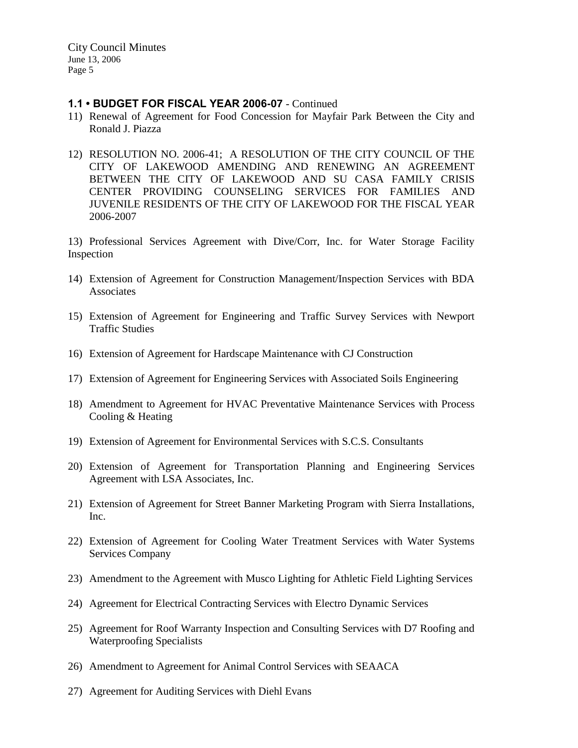### **1.1 • BUDGET FOR FISCAL YEAR 2006-07** - Continued

11) Renewal of Agreement for Food Concession for Mayfair Park Between the City and Ronald J. Piazza

12) RESOLUTION NO. 2006-41; A RESOLUTION OF THE CITY COUNCIL OF THE CITY OF LAKEWOOD AMENDING AND RENEWING AN AGREEMENT BETWEEN THE CITY OF LAKEWOOD AND SU CASA FAMILY CRISIS CENTER PROVIDING COUNSELING SERVICES FOR FAMILIES AND JUVENILE RESIDENTS OF THE CITY OF LAKEWOOD FOR THE FISCAL YEAR 2006-2007

13) Professional Services Agreement with Dive/Corr, Inc. for Water Storage Facility Inspection

14) Extension of Agreement for Construction Management/Inspection Services with BDA Associates

15) Extension of Agreement for Engineering and Traffic Survey Services with Newport Traffic Studies

16) Extension of Agreement for Hardscape Maintenance with CJ Construction

17) Extension of Agreement for Engineering Services with Associated Soils Engineering

18) Amendment to Agreement for HVAC Preventative Maintenance Services with Process Cooling & Heating

19) Extension of Agreement for Environmental Services with S.C.S. Consultants

20) Extension of Agreement for Transportation Planning and Engineering Services Agreement with LSA Associates, Inc.

21) Extension of Agreement for Street Banner Marketing Program with Sierra Installations, Inc.

22) Extension of Agreement for Cooling Water Treatment Services with Water Systems Services Company

23) Amendment to the Agreement with Musco Lighting for Athletic Field Lighting Services

24) Agreement for Electrical Contracting Services with Electro Dynamic Services

25) Agreement for Roof Warranty Inspection and Consulting Services with D7 Roofing and Waterproofing Specialists

26) Amendment to Agreement for Animal Control Services with SEAACA

27) Agreement for Auditing Services with Diehl Evans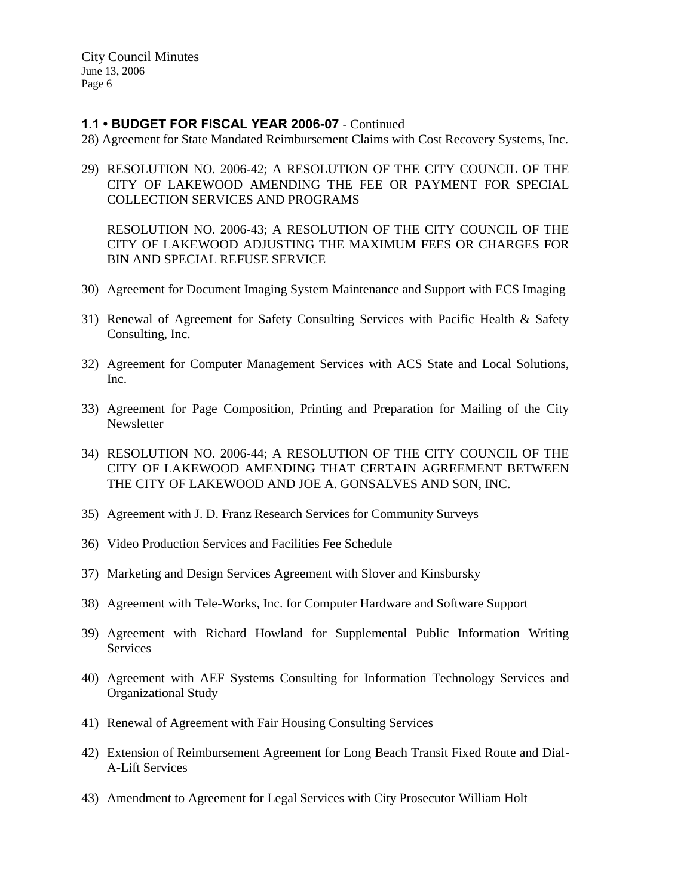### 1.1 • BUDGET FOR FISCAL YEAR 2006-07 - Continued

28) Agreement for State Mandated Reimbursement Claims with Cost Recovery Systems, Inc.

29) RESOLUTION NO. 2006-42; A RESOLUTION OF THE CITY COUNCIL OF THE CITY OF LAKEWOOD AMENDING THE FEE OR PAYMENT FOR SPECIAL COLLECTION SERVICES AND PROGRAMS

    RESOLUTION NO. 2006-43; A RESOLUTION OF THE CITY COUNCIL OF THE CITY OF LAKEWOOD ADJUSTING THE MAXIMUM FEES OR CHARGES FOR BIN AND SPECIAL REFUSE SERVICE

30) Agreement for Document Imaging System Maintenance and Support with ECS Imaging

31) Renewal of Agreement for Safety Consulting Services with Pacific Health & Safety Consulting, Inc.

32) Agreement for Computer Management Services with ACS State and Local Solutions, Inc.

33) Agreement for Page Composition, Printing and Preparation for Mailing of the City Newsletter

34) RESOLUTION NO. 2006-44; A RESOLUTION OF THE CITY COUNCIL OF THE CITY OF LAKEWOOD AMENDING THAT CERTAIN AGREEMENT BETWEEN THE CITY OF LAKEWOOD AND JOE A. GONSALVES AND SON, INC.

35) Agreement with J. D. Franz Research Services for Community Surveys

36) Video Production Services and Facilities Fee Schedule

37) Marketing and Design Services Agreement with Slover and Kinsbursky

38) Agreement with Tele-Works, Inc. for Computer Hardware and Software Support

39) Agreement with Richard Howland for Supplemental Public Information Writing Services

40) Agreement with AEF Systems Consulting for Information Technology Services and Organizational Study

41) Renewal of Agreement with Fair Housing Consulting Services

42) Extension of Reimbursement Agreement for Long Beach Transit Fixed Route and Dial-A-Lift Services

43) Amendment to Agreement for Legal Services with City Prosecutor William Holt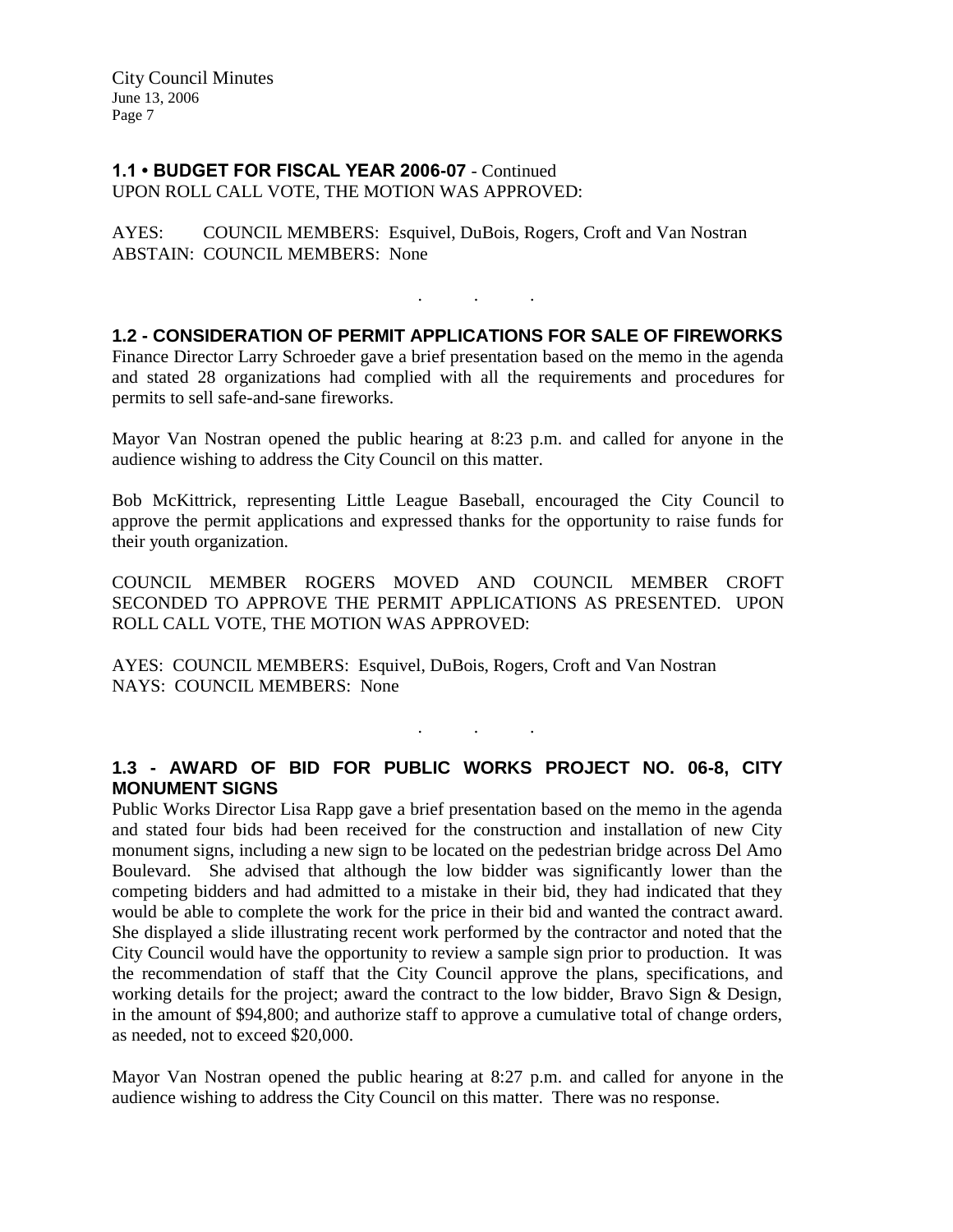### 1.1 • BUDGET FOR FISCAL YEAR 2006-07 - Continued

UPON ROLL CALL VOTE, THE MOTION WAS APPROVED:

AYES: COUNCIL MEMBERS: Esquivel, DuBois, Rogers, Croft and Van Nostran
ABSTAIN: COUNCIL MEMBERS: None

. . .

### 1.2 - CONSIDERATION OF PERMIT APPLICATIONS FOR SALE OF FIREWORKS

Finance Director Larry Schroeder gave a brief presentation based on the memo in the agenda and stated 28 organizations had complied with all the requirements and procedures for permits to sell safe-and-sane fireworks.

Mayor Van Nostran opened the public hearing at 8:23 p.m. and called for anyone in the audience wishing to address the City Council on this matter.

Bob McKittrick, representing Little League Baseball, encouraged the City Council to approve the permit applications and expressed thanks for the opportunity to raise funds for their youth organization.

COUNCIL MEMBER ROGERS MOVED AND COUNCIL MEMBER CROFT SECONDED TO APPROVE THE PERMIT APPLICATIONS AS PRESENTED. UPON ROLL CALL VOTE, THE MOTION WAS APPROVED:

AYES: COUNCIL MEMBERS: Esquivel, DuBois, Rogers, Croft and Van Nostran
NAYS: COUNCIL MEMBERS: None

. . .

### 1.3 - AWARD OF BID FOR PUBLIC WORKS PROJECT NO. 06-8, CITY MONUMENT SIGNS

Public Works Director Lisa Rapp gave a brief presentation based on the memo in the agenda and stated four bids had been received for the construction and installation of new City monument signs, including a new sign to be located on the pedestrian bridge across Del Amo Boulevard. She advised that although the low bidder was significantly lower than the competing bidders and had admitted to a mistake in their bid, they had indicated that they would be able to complete the work for the price in their bid and wanted the contract award. She displayed a slide illustrating recent work performed by the contractor and noted that the City Council would have the opportunity to review a sample sign prior to production. It was the recommendation of staff that the City Council approve the plans, specifications, and working details for the project; award the contract to the low bidder, Bravo Sign & Design, in the amount of $94,800; and authorize staff to approve a cumulative total of change orders, as needed, not to exceed $20,000.

Mayor Van Nostran opened the public hearing at 8:27 p.m. and called for anyone in the audience wishing to address the City Council on this matter. There was no response.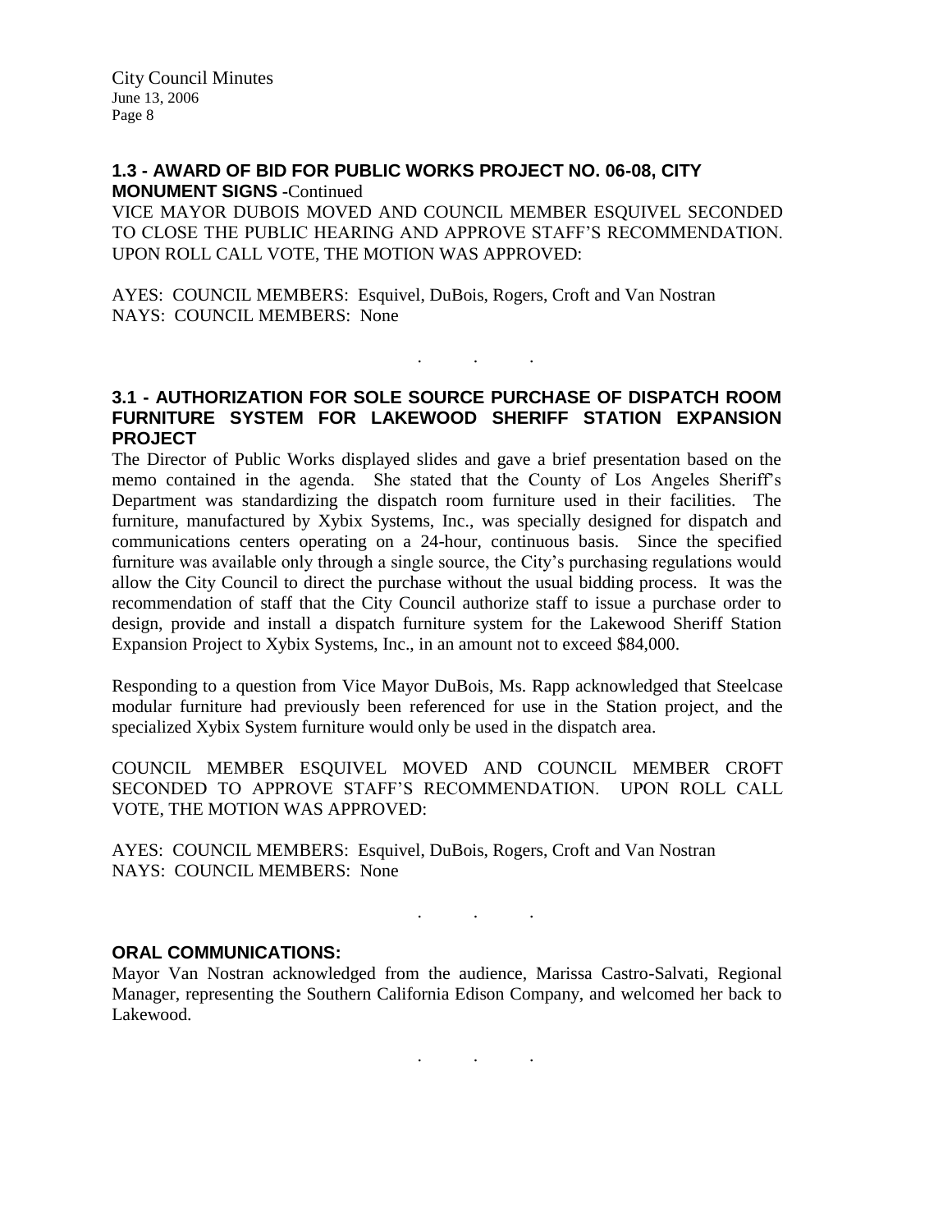### 1.3 - AWARD OF BID FOR PUBLIC WORKS PROJECT NO. 06-08, CITY MONUMENT SIGNS -Continued

VICE MAYOR DUBOIS MOVED AND COUNCIL MEMBER ESQUIVEL SECONDED TO CLOSE THE PUBLIC HEARING AND APPROVE STAFF'S RECOMMENDATION. UPON ROLL CALL VOTE, THE MOTION WAS APPROVED:

AYES: COUNCIL MEMBERS: Esquivel, DuBois, Rogers, Croft and Van Nostran
NAYS: COUNCIL MEMBERS: None

. . .

### 3.1 - AUTHORIZATION FOR SOLE SOURCE PURCHASE OF DISPATCH ROOM FURNITURE SYSTEM FOR LAKEWOOD SHERIFF STATION EXPANSION PROJECT

The Director of Public Works displayed slides and gave a brief presentation based on the memo contained in the agenda. She stated that the County of Los Angeles Sheriff's Department was standardizing the dispatch room furniture used in their facilities. The furniture, manufactured by Xybix Systems, Inc., was specially designed for dispatch and communications centers operating on a 24-hour, continuous basis. Since the specified furniture was available only through a single source, the City's purchasing regulations would allow the City Council to direct the purchase without the usual bidding process. It was the recommendation of staff that the City Council authorize staff to issue a purchase order to design, provide and install a dispatch furniture system for the Lakewood Sheriff Station Expansion Project to Xybix Systems, Inc., in an amount not to exceed $84,000.

Responding to a question from Vice Mayor DuBois, Ms. Rapp acknowledged that Steelcase modular furniture had previously been referenced for use in the Station project, and the specialized Xybix System furniture would only be used in the dispatch area.

COUNCIL MEMBER ESQUIVEL MOVED AND COUNCIL MEMBER CROFT SECONDED TO APPROVE STAFF'S RECOMMENDATION. UPON ROLL CALL VOTE, THE MOTION WAS APPROVED:

AYES: COUNCIL MEMBERS: Esquivel, DuBois, Rogers, Croft and Van Nostran
NAYS: COUNCIL MEMBERS: None

. . .

### ORAL COMMUNICATIONS:

Mayor Van Nostran acknowledged from the audience, Marissa Castro-Salvati, Regional Manager, representing the Southern California Edison Company, and welcomed her back to Lakewood.

. . .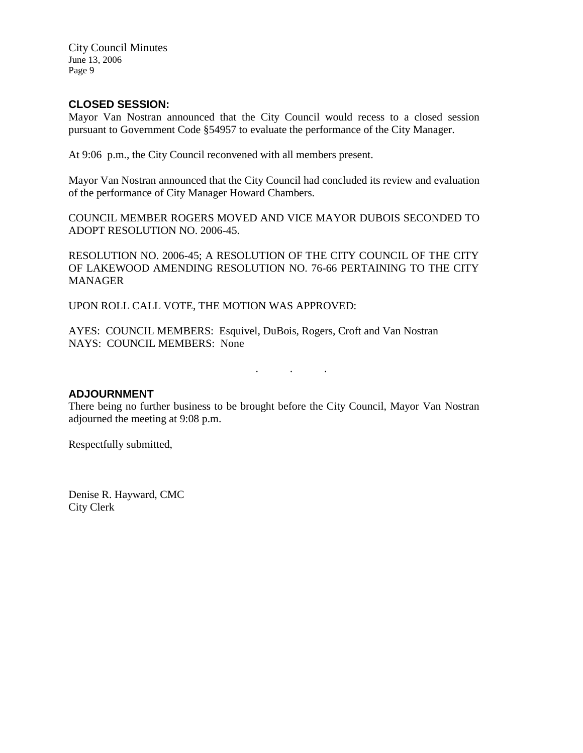## CLOSED SESSION:

Mayor Van Nostran announced that the City Council would recess to a closed session pursuant to Government Code §54957 to evaluate the performance of the City Manager.

At 9:06 p.m., the City Council reconvened with all members present.

Mayor Van Nostran announced that the City Council had concluded its review and evaluation of the performance of City Manager Howard Chambers.

COUNCIL MEMBER ROGERS MOVED AND VICE MAYOR DUBOIS SECONDED TO ADOPT RESOLUTION NO. 2006-45.

RESOLUTION NO. 2006-45; A RESOLUTION OF THE CITY COUNCIL OF THE CITY OF LAKEWOOD AMENDING RESOLUTION NO. 76-66 PERTAINING TO THE CITY MANAGER

UPON ROLL CALL VOTE, THE MOTION WAS APPROVED:

AYES: COUNCIL MEMBERS: Esquivel, DuBois, Rogers, Croft and Van Nostran
NAYS: COUNCIL MEMBERS: None

. . .

## ADJOURNMENT

There being no further business to be brought before the City Council, Mayor Van Nostran adjourned the meeting at 9:08 p.m.

Respectfully submitted,

Denise R. Hayward, CMC
City Clerk